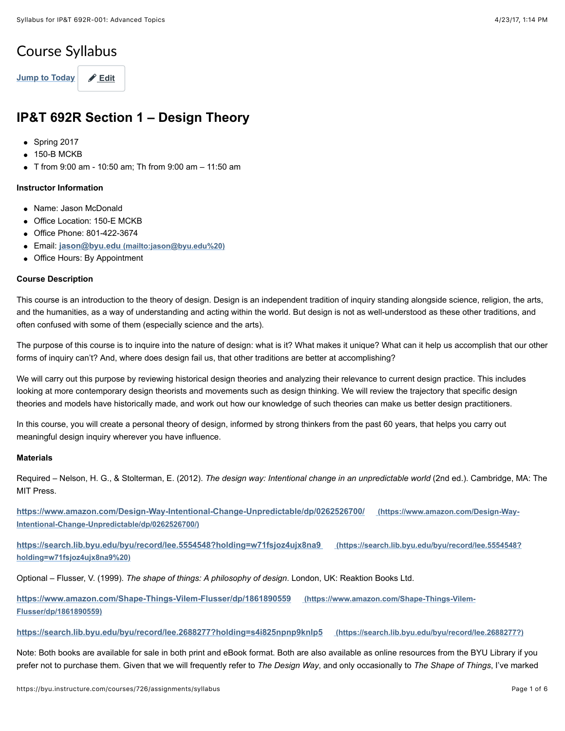# Course Syllabus

Jump to Today | Edit

## IP&T 692R Section 1 – Design Theory

- Spring 2017
- 150-B MCKB
- T from 9:00 am - 10:50 am; Th from 9:00 am – 11:50 am

**Instructor Information**

- Name: Jason McDonald
- Office Location: 150-E MCKB
- Office Phone: 801-422-3674
- Email: jason@byu.edu (mailto:jason@byu.edu%20)
- Office Hours: By Appointment

**Course Description**

This course is an introduction to the theory of design. Design is an independent tradition of inquiry standing alongside science, religion, the arts, and the humanities, as a way of understanding and acting within the world. But design is not as well-understood as these other traditions, and often confused with some of them (especially science and the arts).

The purpose of this course is to inquire into the nature of design: what is it? What makes it unique? What can it help us accomplish that our other forms of inquiry can't? And, where does design fail us, that other traditions are better at accomplishing?

We will carry out this purpose by reviewing historical design theories and analyzing their relevance to current design practice. This includes looking at more contemporary design theorists and movements such as design thinking. We will review the trajectory that specific design theories and models have historically made, and work out how our knowledge of such theories can make us better design practitioners.

In this course, you will create a personal theory of design, informed by strong thinkers from the past 60 years, that helps you carry out meaningful design inquiry wherever you have influence.

**Materials**

Required – Nelson, H. G., & Stolterman, E. (2012). *The design way: Intentional change in an unpredictable world* (2nd ed.). Cambridge, MA: The MIT Press.

https://www.amazon.com/Design-Way-Intentional-Change-Unpredictable/dp/0262526700/ (https://www.amazon.com/Design-Way-Intentional-Change-Unpredictable/dp/0262526700/)

https://search.lib.byu.edu/byu/record/lee.5554548?holding=w71fsjoz4ujx8na9 (https://search.lib.byu.edu/byu/record/lee.5554548?holding=w71fsjoz4ujx8na9%20)

Optional – Flusser, V. (1999). *The shape of things: A philosophy of design*. London, UK: Reaktion Books Ltd.

https://www.amazon.com/Shape-Things-Vilem-Flusser/dp/1861890559 (https://www.amazon.com/Shape-Things-Vilem-Flusser/dp/1861890559)

https://search.lib.byu.edu/byu/record/lee.2688277?holding=s4i825npnp9knlp5 (https://search.lib.byu.edu/byu/record/lee.2688277?)

Note: Both books are available for sale in both print and eBook format. Both are also available as online resources from the BYU Library if you prefer not to purchase them. Given that we will frequently refer to *The Design Way*, and only occasionally to *The Shape of Things*, I've marked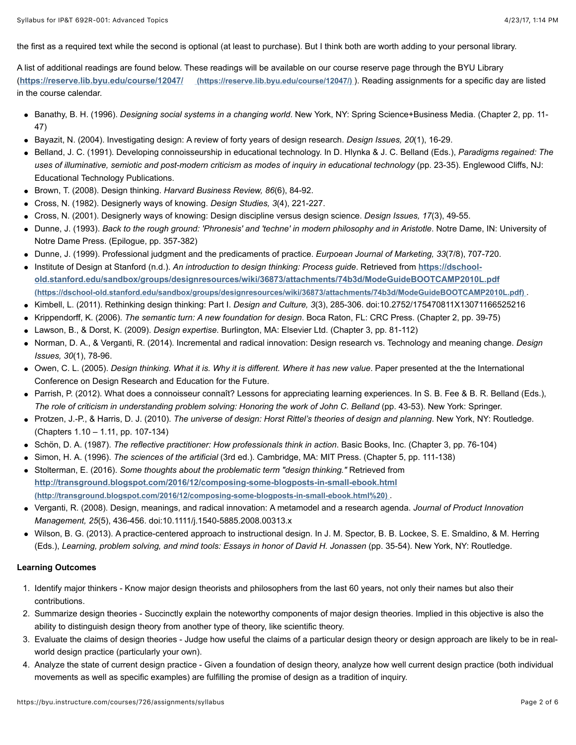the first as a required text while the second is optional (at least to purchase). But I think both are worth adding to your personal library.

A list of additional readings are found below. These readings will be available on our course reserve page through the BYU Library (**https://reserve.lib.byu.edu/course/12047/** (https://reserve.lib.byu.edu/course/12047/) ). Reading assignments for a specific day are listed in the course calendar.

- Banathy, B. H. (1996). *Designing social systems in a changing world*. New York, NY: Spring Science+Business Media. (Chapter 2, pp. 11-47)
- Bayazit, N. (2004). Investigating design: A review of forty years of design research. *Design Issues, 20*(1), 16-29.
- Belland, J. C. (1991). Developing connoisseurship in educational technology. In D. Hlynka & J. C. Belland (Eds.), *Paradigms regained: The uses of illuminative, semiotic and post-modern criticism as modes of inquiry in educational technology* (pp. 23-35). Englewood Cliffs, NJ: Educational Technology Publications.
- Brown, T. (2008). Design thinking. *Harvard Business Review, 86*(6), 84-92.
- Cross, N. (1982). Designerly ways of knowing. *Design Studies, 3*(4), 221-227.
- Cross, N. (2001). Designerly ways of knowing: Design discipline versus design science. *Design Issues, 17*(3), 49-55.
- Dunne, J. (1993). *Back to the rough ground: 'Phronesis' and 'techne' in modern philosophy and in Aristotle*. Notre Dame, IN: University of Notre Dame Press. (Epilogue, pp. 357-382)
- Dunne, J. (1999). Professional judgment and the predicaments of practice. *Eurpoean Journal of Marketing, 33*(7/8), 707-720.
- Institute of Design at Stanford (n.d.). *An introduction to design thinking: Process guide*. Retrieved from **https://dschool-old.stanford.edu/sandbox/groups/designresources/wiki/36873/attachments/74b3d/ModeGuideBOOTCAMP2010L.pdf** (https://dschool-old.stanford.edu/sandbox/groups/designresources/wiki/36873/attachments/74b3d/ModeGuideBOOTCAMP2010L.pdf) .
- Kimbell, L. (2011). Rethinking design thinking: Part I. *Design and Culture, 3*(3), 285-306. doi:10.2752/175470811X13071166525216
- Krippendorff, K. (2006). *The semantic turn: A new foundation for design*. Boca Raton, FL: CRC Press. (Chapter 2, pp. 39-75)
- Lawson, B., & Dorst, K. (2009). *Design expertise*. Burlington, MA: Elsevier Ltd. (Chapter 3, pp. 81-112)
- Norman, D. A., & Verganti, R. (2014). Incremental and radical innovation: Design research vs. Technology and meaning change. *Design Issues, 30*(1), 78-96.
- Owen, C. L. (2005). *Design thinking. What it is. Why it is different. Where it has new value*. Paper presented at the the International Conference on Design Research and Education for the Future.
- Parrish, P. (2012). What does a connoisseur connaît? Lessons for appreciating learning experiences. In S. B. Fee & B. R. Belland (Eds.), *The role of criticism in understanding problem solving: Honoring the work of John C. Belland* (pp. 43-53). New York: Springer.
- Protzen, J.-P., & Harris, D. J. (2010). *The universe of design: Horst Rittel's theories of design and planning*. New York, NY: Routledge. (Chapters 1.10 – 1.11, pp. 107-134)
- Schön, D. A. (1987). *The reflective practitioner: How professionals think in action*. Basic Books, Inc. (Chapter 3, pp. 76-104)
- Simon, H. A. (1996). *The sciences of the artificial* (3rd ed.). Cambridge, MA: MIT Press. (Chapter 5, pp. 111-138)
- Stolterman, E. (2016). *Some thoughts about the problematic term "design thinking."* Retrieved from **http://transground.blogspot.com/2016/12/composing-some-blogposts-in-small-ebook.html** (http://transground.blogspot.com/2016/12/composing-some-blogposts-in-small-ebook.html%20) .
- Verganti, R. (2008). Design, meanings, and radical innovation: A metamodel and a research agenda. *Journal of Product Innovation Management, 25*(5), 436-456. doi:10.1111/j.1540-5885.2008.00313.x
- Wilson, B. G. (2013). A practice-centered approach to instructional design. In J. M. Spector, B. B. Lockee, S. E. Smaldino, & M. Herring (Eds.), *Learning, problem solving, and mind tools: Essays in honor of David H. Jonassen* (pp. 35-54). New York, NY: Routledge.

**Learning Outcomes**

1. Identify major thinkers - Know major design theorists and philosophers from the last 60 years, not only their names but also their contributions.
2. Summarize design theories - Succinctly explain the noteworthy components of major design theories. Implied in this objective is also the ability to distinguish design theory from another type of theory, like scientific theory.
3. Evaluate the claims of design theories - Judge how useful the claims of a particular design theory or design approach are likely to be in real-world design practice (particularly your own).
4. Analyze the state of current design practice - Given a foundation of design theory, analyze how well current design practice (both individual movements as well as specific examples) are fulfilling the promise of design as a tradition of inquiry.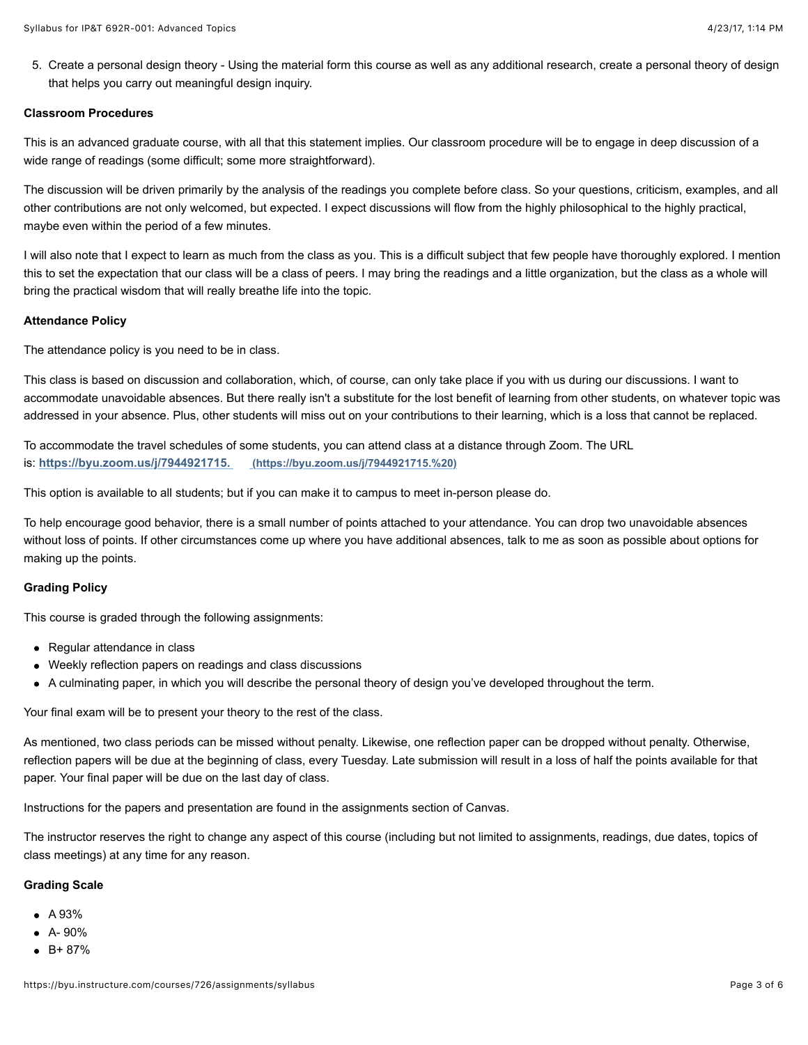5. Create a personal design theory - Using the material form this course as well as any additional research, create a personal theory of design that helps you carry out meaningful design inquiry.

**Classroom Procedures**

This is an advanced graduate course, with all that this statement implies. Our classroom procedure will be to engage in deep discussion of a wide range of readings (some difficult; some more straightforward).

The discussion will be driven primarily by the analysis of the readings you complete before class. So your questions, criticism, examples, and all other contributions are not only welcomed, but expected. I expect discussions will flow from the highly philosophical to the highly practical, maybe even within the period of a few minutes.

I will also note that I expect to learn as much from the class as you. This is a difficult subject that few people have thoroughly explored. I mention this to set the expectation that our class will be a class of peers. I may bring the readings and a little organization, but the class as a whole will bring the practical wisdom that will really breathe life into the topic.

**Attendance Policy**

The attendance policy is you need to be in class.

This class is based on discussion and collaboration, which, of course, can only take place if you with us during our discussions. I want to accommodate unavoidable absences. But there really isn't a substitute for the lost benefit of learning from other students, on whatever topic was addressed in your absence. Plus, other students will miss out on your contributions to their learning, which is a loss that cannot be replaced.

To accommodate the travel schedules of some students, you can attend class at a distance through Zoom. The URL is: **https://byu.zoom.us/j/7944921715.** (https://byu.zoom.us/j/7944921715.%20)

This option is available to all students; but if you can make it to campus to meet in-person please do.

To help encourage good behavior, there is a small number of points attached to your attendance. You can drop two unavoidable absences without loss of points. If other circumstances come up where you have additional absences, talk to me as soon as possible about options for making up the points.

**Grading Policy**

This course is graded through the following assignments:

- Regular attendance in class
- Weekly reflection papers on readings and class discussions
- A culminating paper, in which you will describe the personal theory of design you've developed throughout the term.

Your final exam will be to present your theory to the rest of the class.

As mentioned, two class periods can be missed without penalty. Likewise, one reflection paper can be dropped without penalty. Otherwise, reflection papers will be due at the beginning of class, every Tuesday. Late submission will result in a loss of half the points available for that paper. Your final paper will be due on the last day of class.

Instructions for the papers and presentation are found in the assignments section of Canvas.

The instructor reserves the right to change any aspect of this course (including but not limited to assignments, readings, due dates, topics of class meetings) at any time for any reason.

**Grading Scale**

- A 93%
- A- 90%
- B+ 87%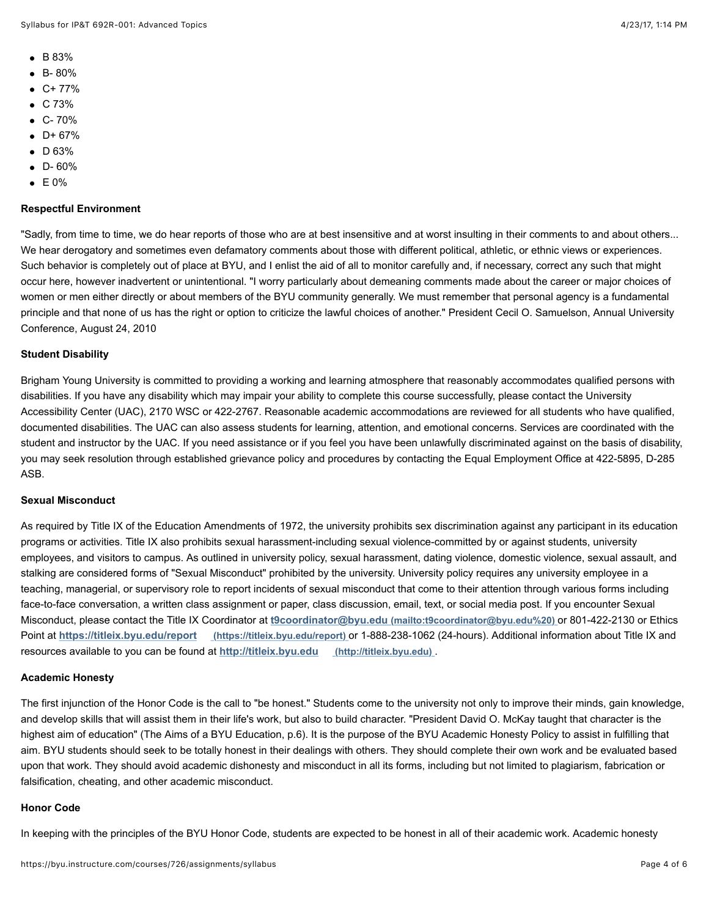- B 83%
- B- 80%
- C+ 77%
- C 73%
- C- 70%
- D+ 67%
- D 63%
- D- 60%
- E 0%

**Respectful Environment**

"Sadly, from time to time, we do hear reports of those who are at best insensitive and at worst insulting in their comments to and about others... We hear derogatory and sometimes even defamatory comments about those with different political, athletic, or ethnic views or experiences. Such behavior is completely out of place at BYU, and I enlist the aid of all to monitor carefully and, if necessary, correct any such that might occur here, however inadvertent or unintentional. "I worry particularly about demeaning comments made about the career or major choices of women or men either directly or about members of the BYU community generally. We must remember that personal agency is a fundamental principle and that none of us has the right or option to criticize the lawful choices of another." President Cecil O. Samuelson, Annual University Conference, August 24, 2010

**Student Disability**

Brigham Young University is committed to providing a working and learning atmosphere that reasonably accommodates qualified persons with disabilities. If you have any disability which may impair your ability to complete this course successfully, please contact the University Accessibility Center (UAC), 2170 WSC or 422-2767. Reasonable academic accommodations are reviewed for all students who have qualified, documented disabilities. The UAC can also assess students for learning, attention, and emotional concerns. Services are coordinated with the student and instructor by the UAC. If you need assistance or if you feel you have been unlawfully discriminated against on the basis of disability, you may seek resolution through established grievance policy and procedures by contacting the Equal Employment Office at 422-5895, D-285 ASB.

**Sexual Misconduct**

As required by Title IX of the Education Amendments of 1972, the university prohibits sex discrimination against any participant in its education programs or activities. Title IX also prohibits sexual harassment-including sexual violence-committed by or against students, university employees, and visitors to campus. As outlined in university policy, sexual harassment, dating violence, domestic violence, sexual assault, and stalking are considered forms of "Sexual Misconduct" prohibited by the university. University policy requires any university employee in a teaching, managerial, or supervisory role to report incidents of sexual misconduct that come to their attention through various forms including face-to-face conversation, a written class assignment or paper, class discussion, email, text, or social media post. If you encounter Sexual Misconduct, please contact the Title IX Coordinator at **t9coordinator@byu.edu (mailto:t9coordinator@byu.edu%20)** or 801-422-2130 or Ethics Point at **https://titleix.byu.edu/report (https://titleix.byu.edu/report)** or 1-888-238-1062 (24-hours). Additional information about Title IX and resources available to you can be found at **http://titleix.byu.edu (http://titleix.byu.edu)**.

**Academic Honesty**

The first injunction of the Honor Code is the call to "be honest." Students come to the university not only to improve their minds, gain knowledge, and develop skills that will assist them in their life's work, but also to build character. "President David O. McKay taught that character is the highest aim of education" (The Aims of a BYU Education, p.6). It is the purpose of the BYU Academic Honesty Policy to assist in fulfilling that aim. BYU students should seek to be totally honest in their dealings with others. They should complete their own work and be evaluated based upon that work. They should avoid academic dishonesty and misconduct in all its forms, including but not limited to plagiarism, fabrication or falsification, cheating, and other academic misconduct.

**Honor Code**

In keeping with the principles of the BYU Honor Code, students are expected to be honest in all of their academic work. Academic honesty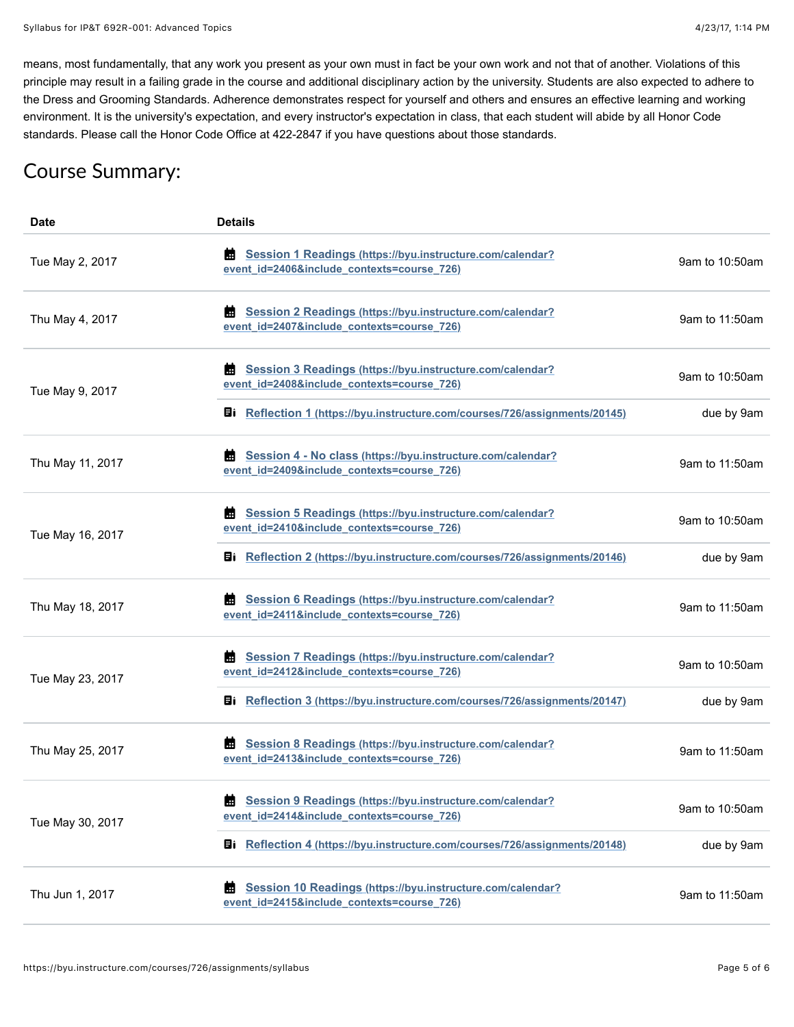means, most fundamentally, that any work you present as your own must in fact be your own work and not that of another. Violations of this principle may result in a failing grade in the course and additional disciplinary action by the university. Students are also expected to adhere to the Dress and Grooming Standards. Adherence demonstrates respect for yourself and others and ensures an effective learning and working environment. It is the university's expectation, and every instructor's expectation in class, that each student will abide by all Honor Code standards. Please call the Honor Code Office at 422-2847 if you have questions about those standards.

## Course Summary:

| Date | Details | |
|---|---|---|
| Tue May 2, 2017 | Session 1 Readings (https://byu.instructure.com/calendar?event_id=2406&include_contexts=course_726) | 9am to 10:50am |
| Thu May 4, 2017 | Session 2 Readings (https://byu.instructure.com/calendar?event_id=2407&include_contexts=course_726) | 9am to 11:50am |
| Tue May 9, 2017 | Session 3 Readings (https://byu.instructure.com/calendar?event_id=2408&include_contexts=course_726) | 9am to 10:50am |
| | Reflection 1 (https://byu.instructure.com/courses/726/assignments/20145) | due by 9am |
| Thu May 11, 2017 | Session 4 - No class (https://byu.instructure.com/calendar?event_id=2409&include_contexts=course_726) | 9am to 11:50am |
| Tue May 16, 2017 | Session 5 Readings (https://byu.instructure.com/calendar?event_id=2410&include_contexts=course_726) | 9am to 10:50am |
| | Reflection 2 (https://byu.instructure.com/courses/726/assignments/20146) | due by 9am |
| Thu May 18, 2017 | Session 6 Readings (https://byu.instructure.com/calendar?event_id=2411&include_contexts=course_726) | 9am to 11:50am |
| Tue May 23, 2017 | Session 7 Readings (https://byu.instructure.com/calendar?event_id=2412&include_contexts=course_726) | 9am to 10:50am |
| | Reflection 3 (https://byu.instructure.com/courses/726/assignments/20147) | due by 9am |
| Thu May 25, 2017 | Session 8 Readings (https://byu.instructure.com/calendar?event_id=2413&include_contexts=course_726) | 9am to 11:50am |
| Tue May 30, 2017 | Session 9 Readings (https://byu.instructure.com/calendar?event_id=2414&include_contexts=course_726) | 9am to 10:50am |
| | Reflection 4 (https://byu.instructure.com/courses/726/assignments/20148) | due by 9am |
| Thu Jun 1, 2017 | Session 10 Readings (https://byu.instructure.com/calendar?event_id=2415&include_contexts=course_726) | 9am to 11:50am |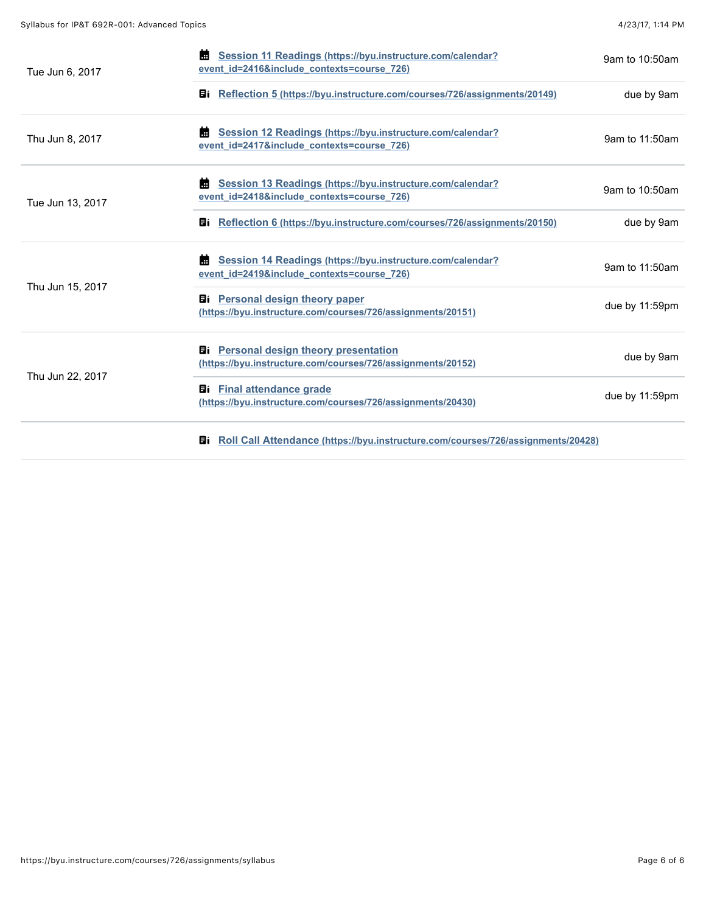| | | |
|---|---|---|
| Tue Jun 6, 2017 | Session 11 Readings (https://byu.instructure.com/calendar?event_id=2416&include_contexts=course_726) | 9am to 10:50am |
| | Reflection 5 (https://byu.instructure.com/courses/726/assignments/20149) | due by 9am |
| Thu Jun 8, 2017 | Session 12 Readings (https://byu.instructure.com/calendar?event_id=2417&include_contexts=course_726) | 9am to 11:50am |
| Tue Jun 13, 2017 | Session 13 Readings (https://byu.instructure.com/calendar?event_id=2418&include_contexts=course_726) | 9am to 10:50am |
| | Reflection 6 (https://byu.instructure.com/courses/726/assignments/20150) | due by 9am |
| Thu Jun 15, 2017 | Session 14 Readings (https://byu.instructure.com/calendar?event_id=2419&include_contexts=course_726) | 9am to 11:50am |
| | Personal design theory paper (https://byu.instructure.com/courses/726/assignments/20151) | due by 11:59pm |
| Thu Jun 22, 2017 | Personal design theory presentation (https://byu.instructure.com/courses/726/assignments/20152) | due by 9am |
| | Final attendance grade (https://byu.instructure.com/courses/726/assignments/20430) | due by 11:59pm |
| | Roll Call Attendance (https://byu.instructure.com/courses/726/assignments/20428) | |